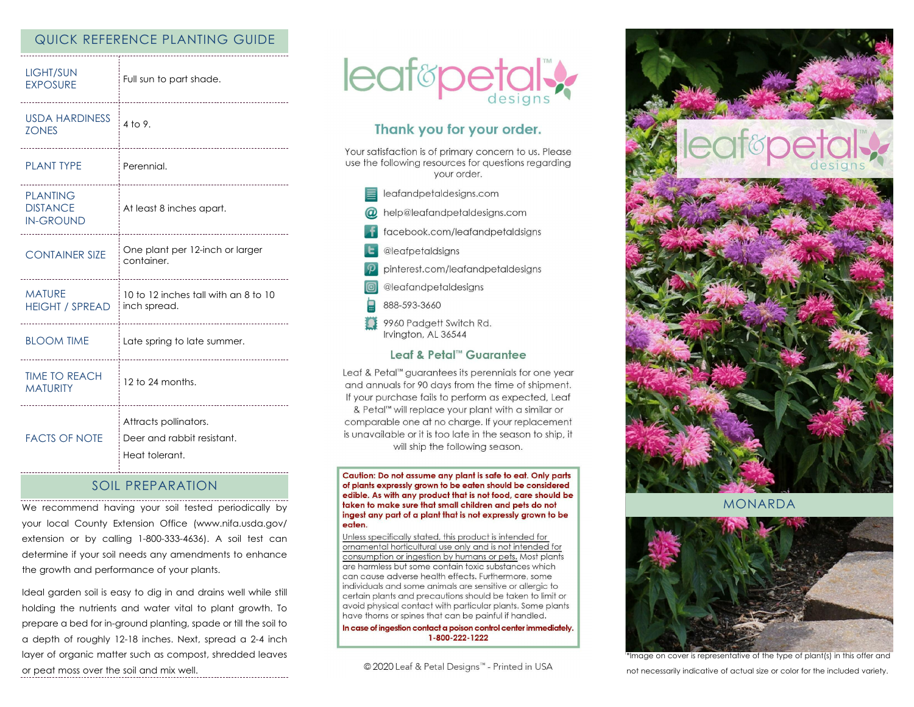## QUICK REFERENCE PLANTING GUIDE

| | |
|---|---|
| LIGHT/SUN EXPOSURE | Full sun to part shade. |
| USDA HARDINESS ZONES | 4 to 9. |
| PLANT TYPE | Perennial. |
| PLANTING DISTANCE IN-GROUND | At least 8 inches apart. |
| CONTAINER SIZE | One plant per 12-inch or larger container. |
| MATURE HEIGHT / SPREAD | 10 to 12 inches tall with an 8 to 10 inch spread. |
| BLOOM TIME | Late spring to late summer. |
| TIME TO REACH MATURITY | 12 to 24 months. |
| FACTS OF NOTE | Attracts pollinators.<br>Deer and rabbit resistant.<br>Heat tolerant. |

## SOIL PREPARATION

We recommend having your soil tested periodically by your local County Extension Office (www.nifa.usda.gov/extension or by calling 1-800-333-4636). A soil test can determine if your soil needs any amendments to enhance the growth and performance of your plants.

Ideal garden soil is easy to dig in and drains well while still holding the nutrients and water vital to plant growth. To prepare a bed for in-ground planting, spade or till the soil to a depth of roughly 12-18 inches. Next, spread a 2-4 inch layer of organic matter such as compost, shredded leaves or peat moss over the soil and mix well.

# leaf&petal™ designs

## Thank you for your order.

Your satisfaction is of primary concern to us. Please use the following resources for questions regarding your order.

- leafandpetaldesigns.com
- help@leafandpetaldesigns.com
- facebook.com/leafandpetaldsigns
- @leafpetaldsigns
- pinterest.com/leafandpetaldesigns
- @leafandpetaldesigns
- 888-593-3660
- 9960 Padgett Switch Rd. Irvington, AL 36544

## Leaf & Petal™ Guarantee

Leaf & Petal™ guarantees its perennials for one year and annuals for 90 days from the time of shipment. If your purchase fails to perform as expected, Leaf & Petal™ will replace your plant with a similar or comparable one at no charge. If your replacement is unavailable or it is too late in the season to ship, it will ship the following season.

**Caution: Do not assume any plant is safe to eat. Only parts of plants expressly grown to be considered edible. As with any product that is not food, care should be taken to make sure that small children and pets do not ingest any part of a plant that is not expressly grown to be eaten.**

Unless specifically stated, this product is intended for ornamental horticultural use only and is not intended for consumption or ingestion by humans or pets. Most plants are harmless but some contain toxic substances which can cause adverse health effects. Furthermore, some individuals and some animals are sensitive or allergic to certain plants and precautions should be taken to limit or avoid physical contact with particular plants. Some plants have thorns or spines that can be painful if handled.

**In case of ingestion contact a poison control center immediately. 1-800-222-1222**

© 2020 Leaf & Petal Designs™ - Printed in USA

leaf&petal™ designs

## MONARDA

*Image on cover is representative of the type of plant(s) in this offer and not necessarily indicative of actual size or color for the included variety.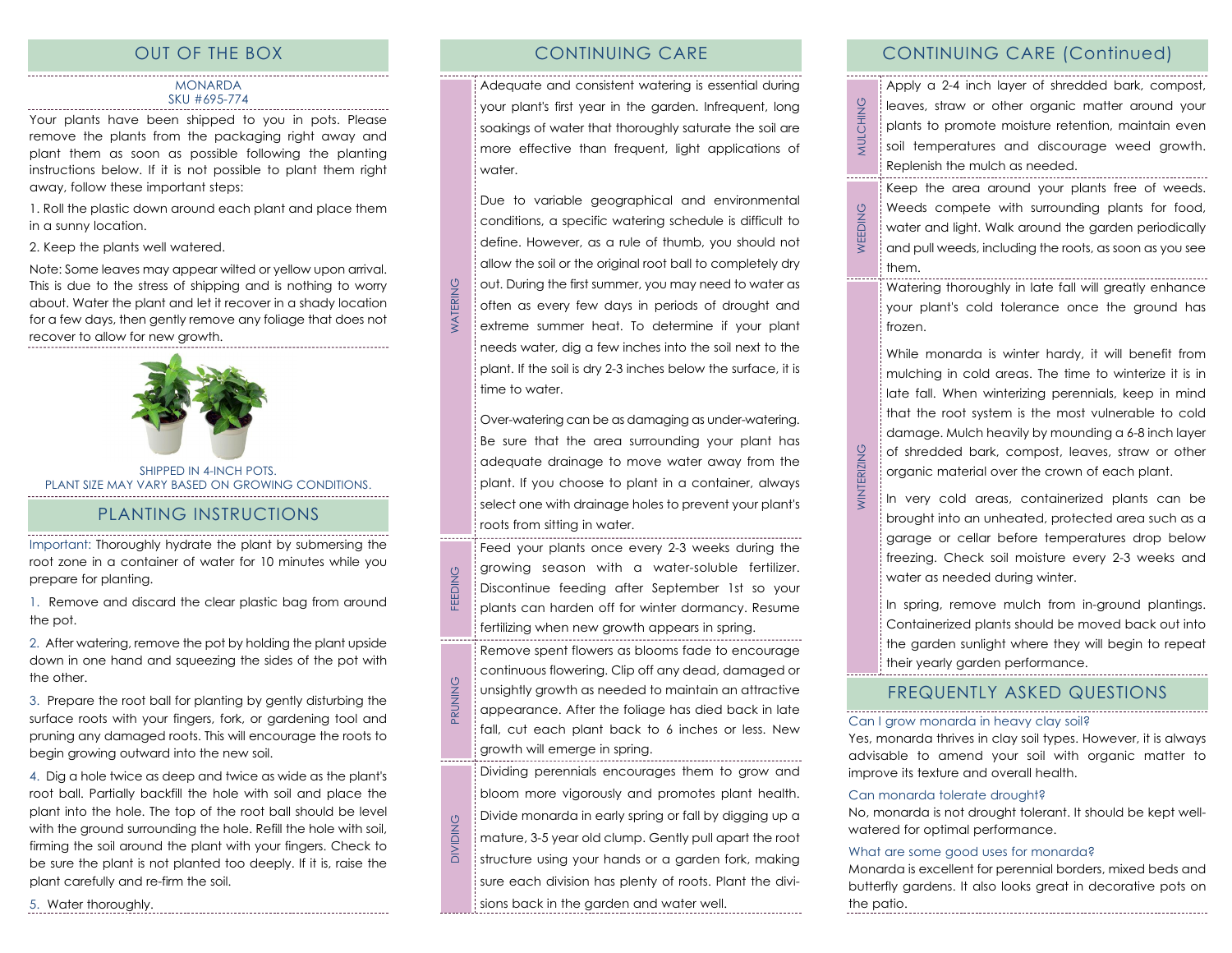## OUT OF THE BOX

MONARDA
SKU #695-774

Your plants have been shipped to you in pots. Please remove the plants from the packaging right away and plant them as soon as possible following the planting instructions below. If it is not possible to plant them right away, follow these important steps:

1. Roll the plastic down around each plant and place them in a sunny location.

2. Keep the plants well watered.

Note: Some leaves may appear wilted or yellow upon arrival. This is due to the stress of shipping and is nothing to worry about. Water the plant and let it recover in a shady location for a few days, then gently remove any foliage that does not recover to allow for new growth.

SHIPPED IN 4-INCH POTS.
PLANT SIZE MAY VARY BASED ON GROWING CONDITIONS.

## PLANTING INSTRUCTIONS

Important: Thoroughly hydrate the plant by submersing the root zone in a container of water for 10 minutes while you prepare for planting.

1. Remove and discard the clear plastic bag from around the pot.

2. After watering, remove the pot by holding the plant upside down in one hand and squeezing the sides of the pot with the other.

3. Prepare the root ball for planting by gently disturbing the surface roots with your fingers, fork, or gardening tool and pruning any damaged roots. This will encourage the roots to begin growing outward into the new soil.

4. Dig a hole twice as deep and twice as wide as the plant's root ball. Partially backfill the hole with soil and place the plant into the hole. The top of the root ball should be level with the ground surrounding the hole. Refill the hole with soil, firming the soil around the plant with your fingers. Check to be sure the plant is not planted too deeply. If it is, raise the plant carefully and re-firm the soil.

5. Water thoroughly.

## CONTINUING CARE

### WATERING

Adequate and consistent watering is essential during your plant's first year in the garden. Infrequent, long soakings of water that thoroughly saturate the soil are more effective than frequent, light applications of water.

Due to variable geographical and environmental conditions, a specific watering schedule is difficult to define. However, as a rule of thumb, you should not allow the soil or the original root ball to completely dry out. During the first summer, you may need to water as often as every few days in periods of drought and extreme summer heat. To determine if your plant needs water, dig a few inches into the soil next to the plant. If the soil is dry 2-3 inches below the surface, it is time to water.

Over-watering can be as damaging as under-watering. Be sure that the area surrounding your plant has adequate drainage to move water away from the plant. If you choose to plant in a container, always select one with drainage holes to prevent your plant's roots from sitting in water.

### FEEDING

Feed your plants once every 2-3 weeks during the growing season with a water-soluble fertilizer. Discontinue feeding after September 1st so your plants can harden off for winter dormancy. Resume fertilizing when new growth appears in spring.

### PRUNING

Remove spent flowers as blooms fade to encourage continuous flowering. Clip off any dead, damaged or unsightly growth as needed to maintain an attractive appearance. After the foliage has died back in late fall, cut each plant back to 6 inches or less. New growth will emerge in spring.

### DIVIDING

Dividing perennials encourages them to grow and bloom more vigorously and promotes plant health. Divide monarda in early spring or fall by digging up a mature, 3-5 year old clump. Gently pull apart the root structure using your hands or a garden fork, making sure each division has plenty of roots. Plant the divisions back in the garden and water well.

## CONTINUING CARE (Continued)

### MULCHING

Apply a 2-4 inch layer of shredded bark, compost, leaves, straw or other organic matter around your plants to promote moisture retention, maintain even soil temperatures and discourage weed growth. Replenish the mulch as needed.

### WEEDING

Keep the area around your plants free of weeds. Weeds compete with surrounding plants for food, water and light. Walk around the garden periodically and pull weeds, including the roots, as soon as you see them.

### WINTERIZING

Watering thoroughly in late fall will greatly enhance your plant's cold tolerance once the ground has frozen.

While monarda is winter hardy, it will benefit from mulching in cold areas. The time to winterize it is in late fall. When winterizing perennials, keep in mind that the root system is the most vulnerable to cold damage. Mulch heavily by mounding a 6-8 inch layer of shredded bark, compost, leaves, straw or other organic material over the crown of each plant.

In very cold areas, containerized plants can be brought into an unheated, protected area such as a garage or cellar before temperatures drop below freezing. Check soil moisture every 2-3 weeks and water as needed during winter.

In spring, remove mulch from in-ground plantings. Containerized plants should be moved back out into the garden sunlight where they will begin to repeat their yearly garden performance.

## FREQUENTLY ASKED QUESTIONS

Can I grow monarda in heavy clay soil?

Yes, monarda thrives in clay soil types. However, it is always advisable to amend your soil with organic matter to improve its texture and overall health.

Can monarda tolerate drought?

No, monarda is not drought tolerant. It should be kept well-watered for optimal performance.

What are some good uses for monarda?

Monarda is excellent for perennial borders, mixed beds and butterfly gardens. It also looks great in decorative pots on the patio.